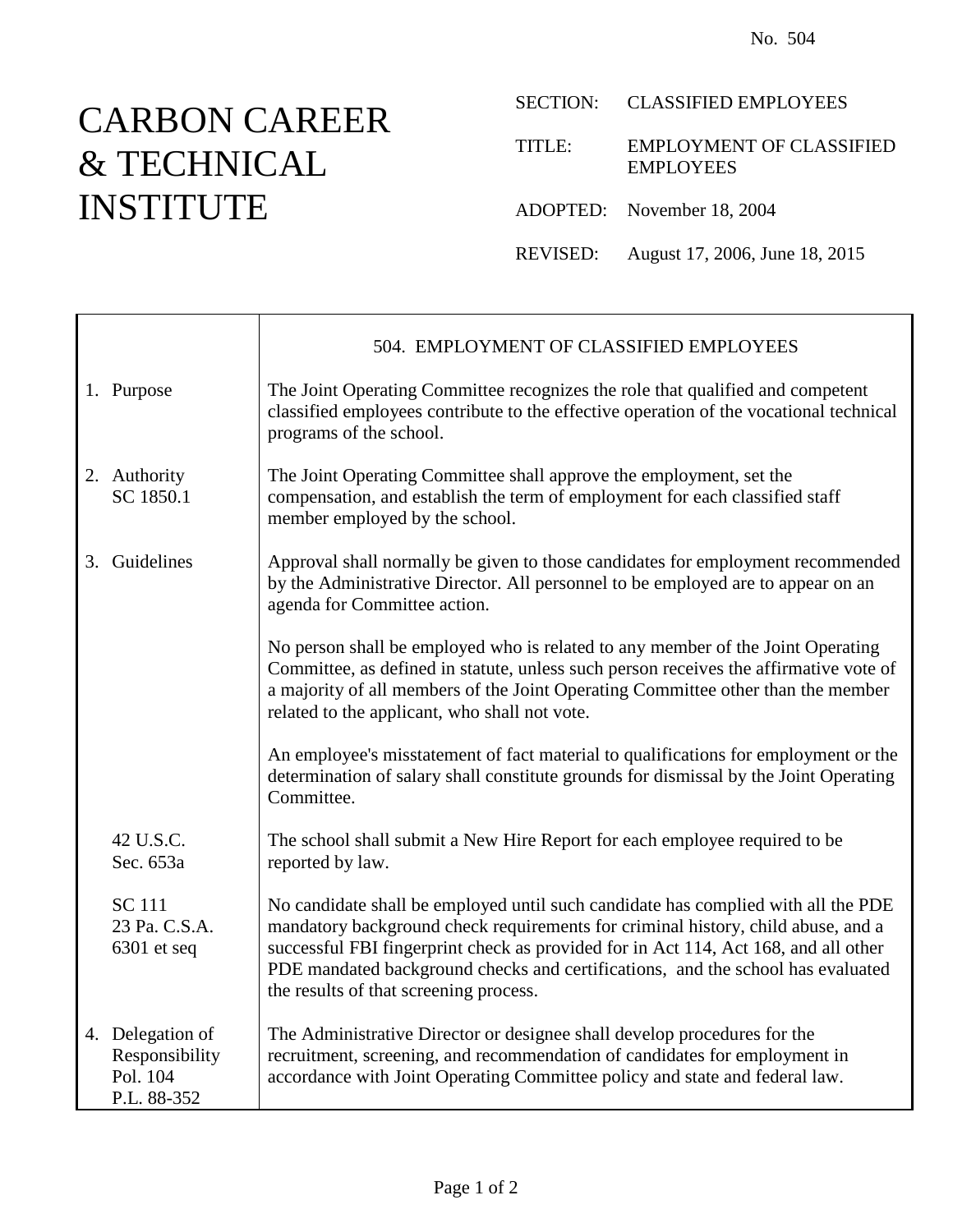No. 504

# CARBON CAREER & TECHNICAL INSTITUTE

SECTION: CLASSIFIED EMPLOYEES

TITLE: EMPLOYMENT OF CLASSIFIED EMPLOYEES

ADOPTED: November 18, 2004

REVISED: August 17, 2006, June 18, 2015

## 504. EMPLOYMENT OF CLASSIFIED EMPLOYEES

**1. Purpose**

The Joint Operating Committee recognizes the role that qualified and competent classified employees contribute to the effective operation of the vocational technical programs of the school.

**2. Authority**
SC 1850.1

The Joint Operating Committee shall approve the employment, set the compensation, and establish the term of employment for each classified staff member employed by the school.

**3. Guidelines**

Approval shall normally be given to those candidates for employment recommended by the Administrative Director. All personnel to be employed are to appear on an agenda for Committee action.

No person shall be employed who is related to any member of the Joint Operating Committee, as defined in statute, unless such person receives the affirmative vote of a majority of all members of the Joint Operating Committee other than the member related to the applicant, who shall not vote.

An employee's misstatement of fact material to qualifications for employment or the determination of salary shall constitute grounds for dismissal by the Joint Operating Committee.

42 U.S.C. Sec. 653a

The school shall submit a New Hire Report for each employee required to be reported by law.

SC 111
23 Pa. C.S.A. 6301 et seq

No candidate shall be employed until such candidate has complied with all the PDE mandatory background check requirements for criminal history, child abuse, and a successful FBI fingerprint check as provided for in Act 114, Act 168, and all other PDE mandated background checks and certifications, and the school has evaluated the results of that screening process.

**4. Delegation of Responsibility**
Pol. 104
P.L. 88-352

The Administrative Director or designee shall develop procedures for the recruitment, screening, and recommendation of candidates for employment in accordance with Joint Operating Committee policy and state and federal law.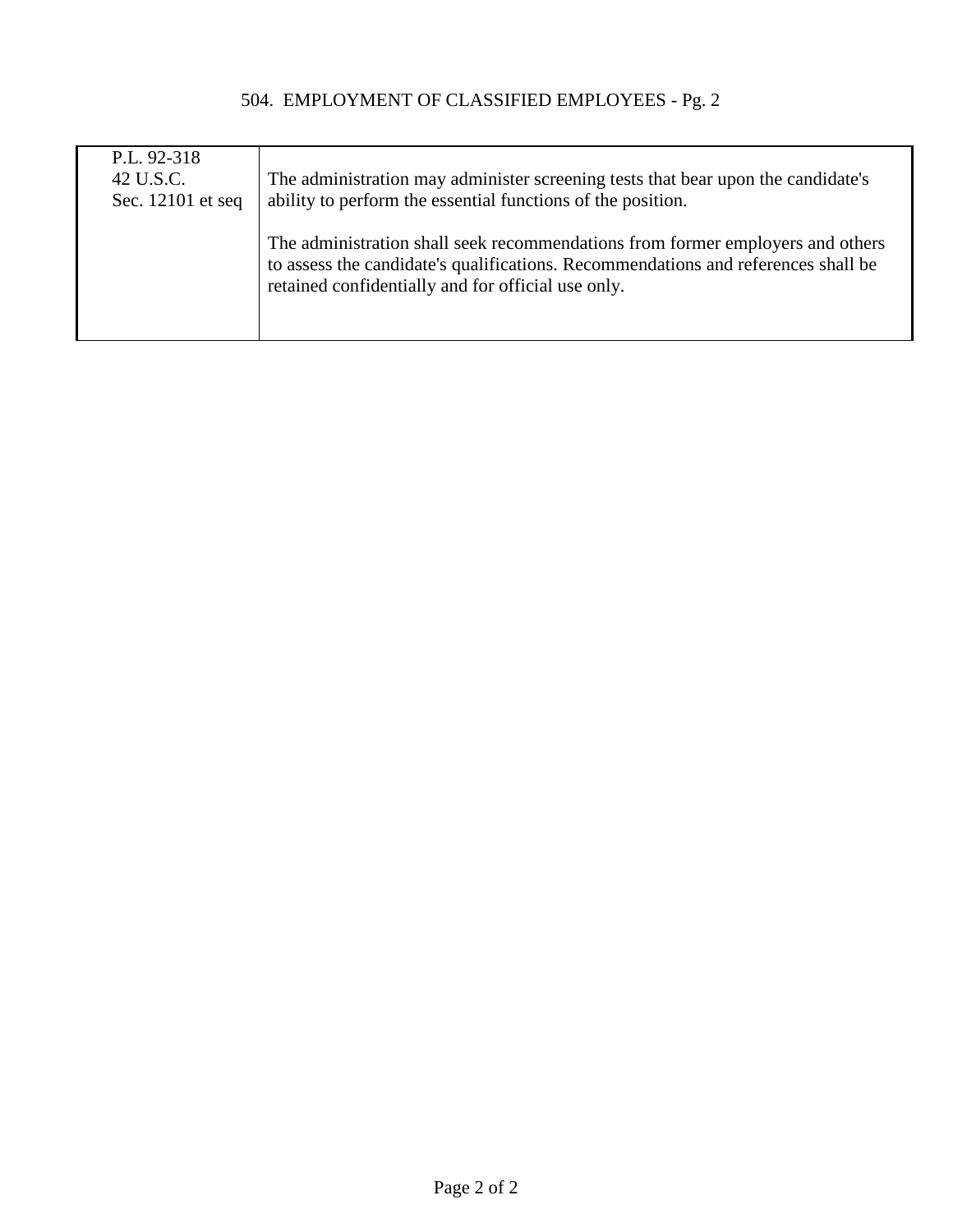| | |
|---|---|
| P.L. 92-318<br>42 U.S.C.<br>Sec. 12101 et seq | The administration may administer screening tests that bear upon the candidate's ability to perform the essential functions of the position.<br><br>The administration shall seek recommendations from former employers and others to assess the candidate's qualifications. Recommendations and references shall be retained confidentially and for official use only. |